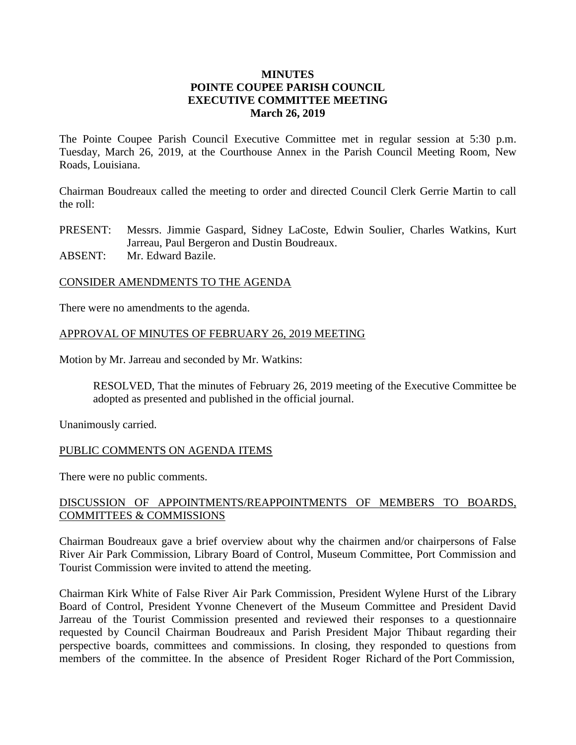# MINUTES
# POINTE COUPEE PARISH COUNCIL
# EXECUTIVE COMMITTEE MEETING
# March 26, 2019

The Pointe Coupee Parish Council Executive Committee met in regular session at 5:30 p.m. Tuesday, March 26, 2019, at the Courthouse Annex in the Parish Council Meeting Room, New Roads, Louisiana.

Chairman Boudreaux called the meeting to order and directed Council Clerk Gerrie Martin to call the roll:

PRESENT: Messrs. Jimmie Gaspard, Sidney LaCoste, Edwin Soulier, Charles Watkins, Kurt Jarreau, Paul Bergeron and Dustin Boudreaux.
ABSENT: Mr. Edward Bazile.

CONSIDER AMENDMENTS TO THE AGENDA

There were no amendments to the agenda.

APPROVAL OF MINUTES OF FEBRUARY 26, 2019 MEETING

Motion by Mr. Jarreau and seconded by Mr. Watkins:

> RESOLVED, That the minutes of February 26, 2019 meeting of the Executive Committee be adopted as presented and published in the official journal.

Unanimously carried.

PUBLIC COMMENTS ON AGENDA ITEMS

There were no public comments.

DISCUSSION OF APPOINTMENTS/REAPPOINTMENTS OF MEMBERS TO BOARDS, COMMITTEES & COMMISSIONS

Chairman Boudreaux gave a brief overview about why the chairmen and/or chairpersons of False River Air Park Commission, Library Board of Control, Museum Committee, Port Commission and Tourist Commission were invited to attend the meeting.

Chairman Kirk White of False River Air Park Commission, President Wylene Hurst of the Library Board of Control, President Yvonne Chenevert of the Museum Committee and President David Jarreau of the Tourist Commission presented and reviewed their responses to a questionnaire requested by Council Chairman Boudreaux and Parish President Major Thibaut regarding their perspective boards, committees and commissions. In closing, they responded to questions from members of the committee. In the absence of President Roger Richard of the Port Commission,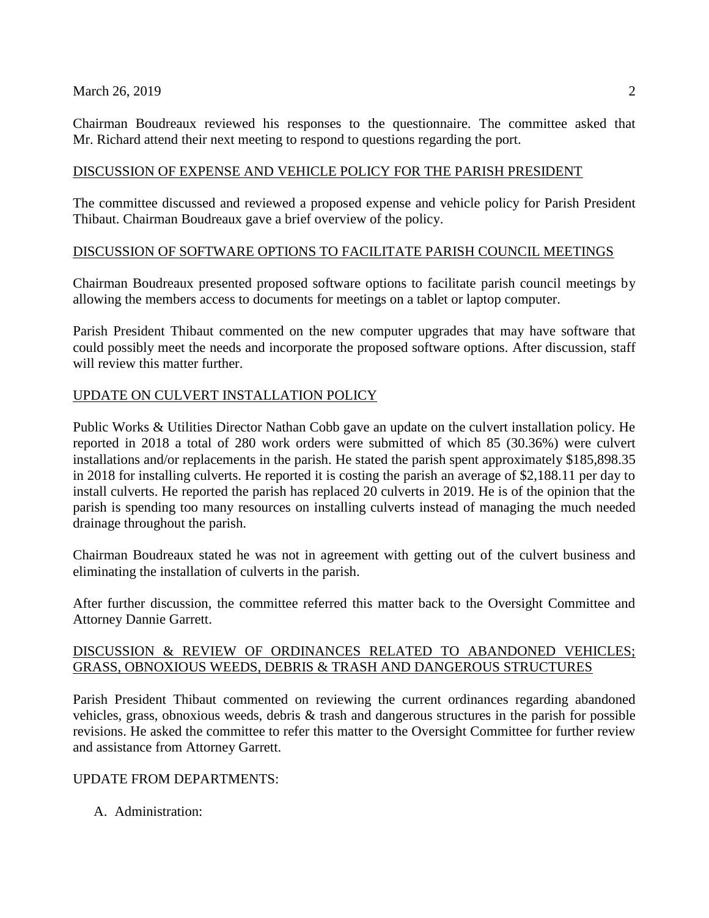Chairman Boudreaux reviewed his responses to the questionnaire. The committee asked that Mr. Richard attend their next meeting to respond to questions regarding the port.

## DISCUSSION OF EXPENSE AND VEHICLE POLICY FOR THE PARISH PRESIDENT

The committee discussed and reviewed a proposed expense and vehicle policy for Parish President Thibaut. Chairman Boudreaux gave a brief overview of the policy.

## DISCUSSION OF SOFTWARE OPTIONS TO FACILITATE PARISH COUNCIL MEETINGS

Chairman Boudreaux presented proposed software options to facilitate parish council meetings by allowing the members access to documents for meetings on a tablet or laptop computer.

Parish President Thibaut commented on the new computer upgrades that may have software that could possibly meet the needs and incorporate the proposed software options. After discussion, staff will review this matter further.

## UPDATE ON CULVERT INSTALLATION POLICY

Public Works & Utilities Director Nathan Cobb gave an update on the culvert installation policy. He reported in 2018 a total of 280 work orders were submitted of which 85 (30.36%) were culvert installations and/or replacements in the parish. He stated the parish spent approximately $185,898.35 in 2018 for installing culverts. He reported it is costing the parish an average of $2,188.11 per day to install culverts. He reported the parish has replaced 20 culverts in 2019. He is of the opinion that the parish is spending too many resources on installing culverts instead of managing the much needed drainage throughout the parish.

Chairman Boudreaux stated he was not in agreement with getting out of the culvert business and eliminating the installation of culverts in the parish.

After further discussion, the committee referred this matter back to the Oversight Committee and Attorney Dannie Garrett.

## DISCUSSION & REVIEW OF ORDINANCES RELATED TO ABANDONED VEHICLES; GRASS, OBNOXIOUS WEEDS, DEBRIS & TRASH AND DANGEROUS STRUCTURES

Parish President Thibaut commented on reviewing the current ordinances regarding abandoned vehicles, grass, obnoxious weeds, debris & trash and dangerous structures in the parish for possible revisions. He asked the committee to refer this matter to the Oversight Committee for further review and assistance from Attorney Garrett.

## UPDATE FROM DEPARTMENTS:

A. Administration: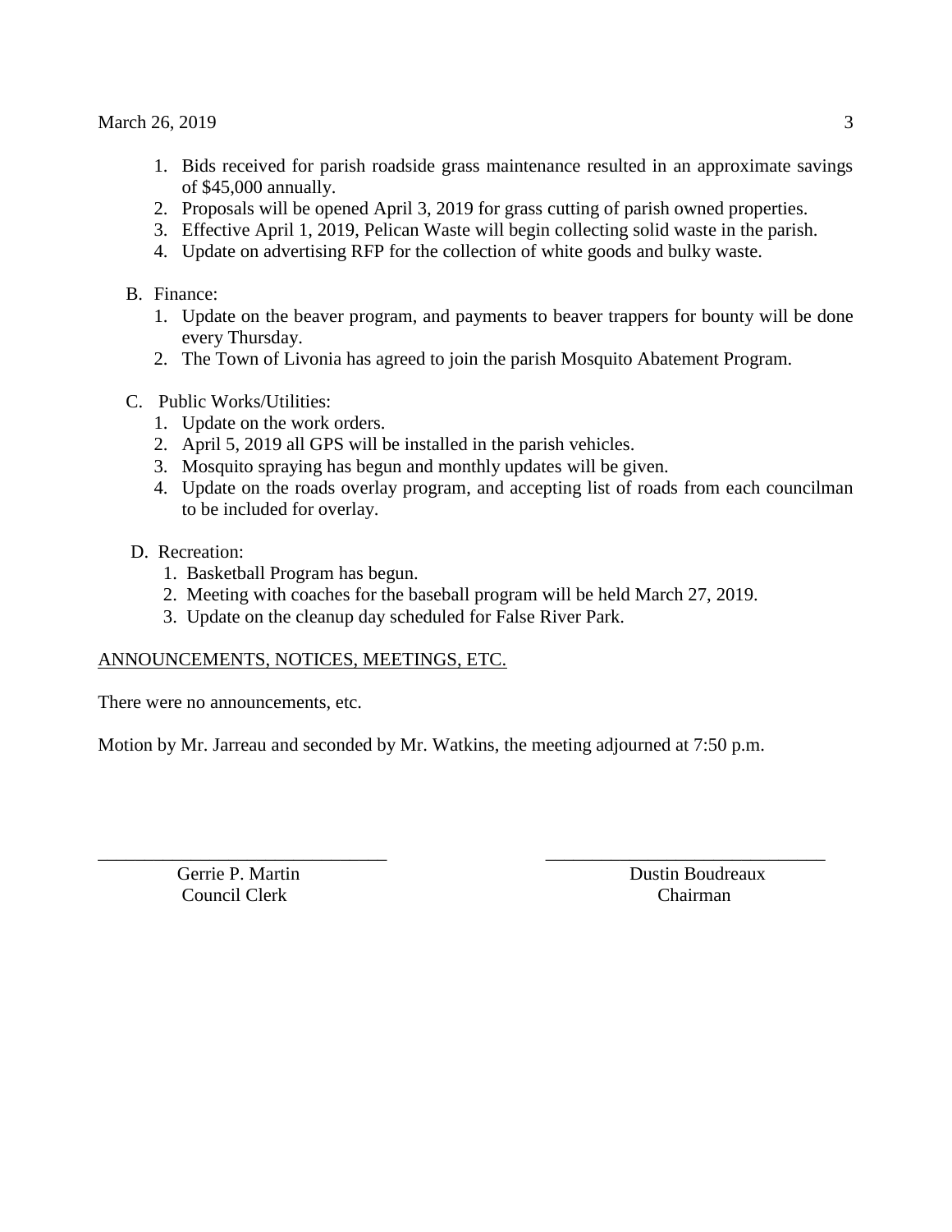1. Bids received for parish roadside grass maintenance resulted in an approximate savings of $45,000 annually.
2. Proposals will be opened April 3, 2019 for grass cutting of parish owned properties.
3. Effective April 1, 2019, Pelican Waste will begin collecting solid waste in the parish.
4. Update on advertising RFP for the collection of white goods and bulky waste.

B. Finance:

1. Update on the beaver program, and payments to beaver trappers for bounty will be done every Thursday.
2. The Town of Livonia has agreed to join the parish Mosquito Abatement Program.

C. Public Works/Utilities:

1. Update on the work orders.
2. April 5, 2019 all GPS will be installed in the parish vehicles.
3. Mosquito spraying has begun and monthly updates will be given.
4. Update on the roads overlay program, and accepting list of roads from each councilman to be included for overlay.

D. Recreation:

1. Basketball Program has begun.
2. Meeting with coaches for the baseball program will be held March 27, 2019.
3. Update on the cleanup day scheduled for False River Park.

<u>ANNOUNCEMENTS, NOTICES, MEETINGS, ETC.</u>

There were no announcements, etc.

Motion by Mr. Jarreau and seconded by Mr. Watkins, the meeting adjourned at 7:50 p.m.

| | |
|---|---|
| ______________________________ | ______________________________ |
| Gerrie P. Martin | Dustin Boudreaux |
| Council Clerk | Chairman |